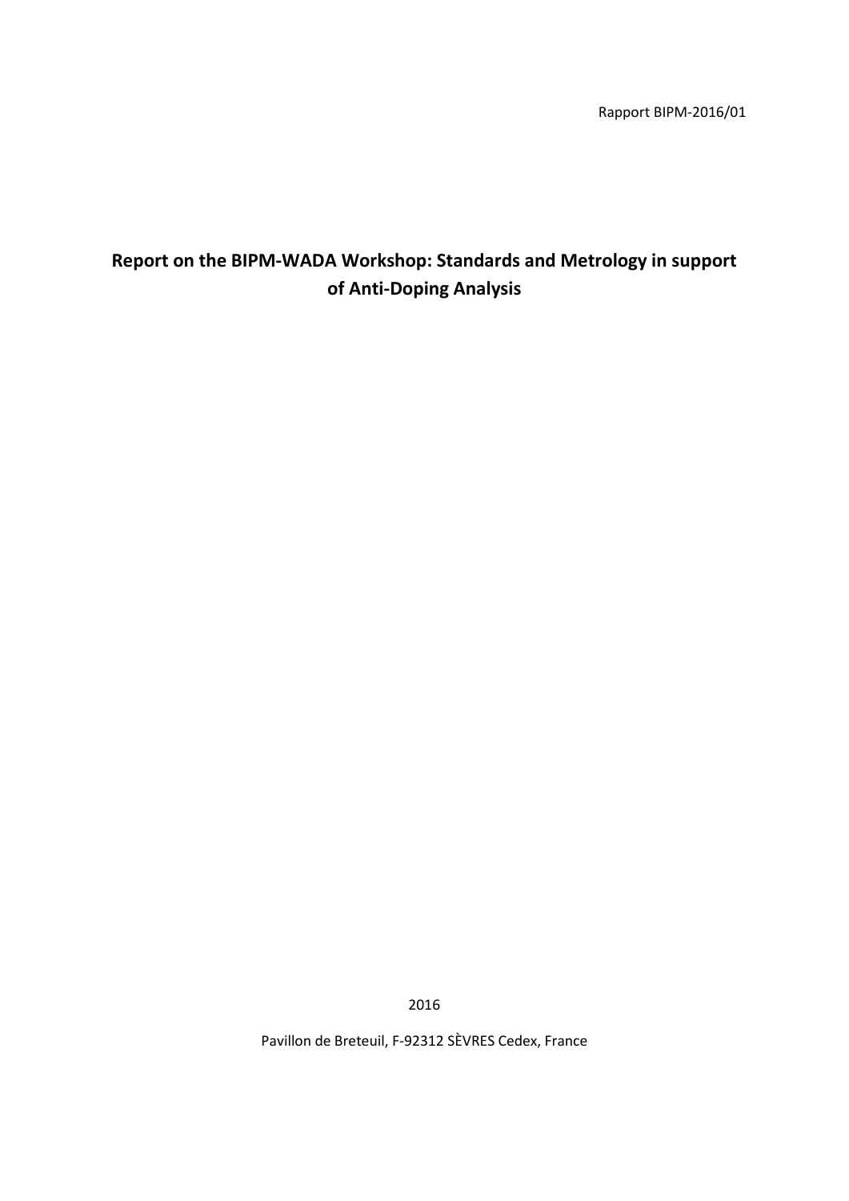Rapport BIPM-2016/01

# Report on the BIPM-WADA Workshop: Standards and Metrology in support of Anti-Doping Analysis

2016

Pavillon de Breteuil, F-92312 SÈVRES Cedex, France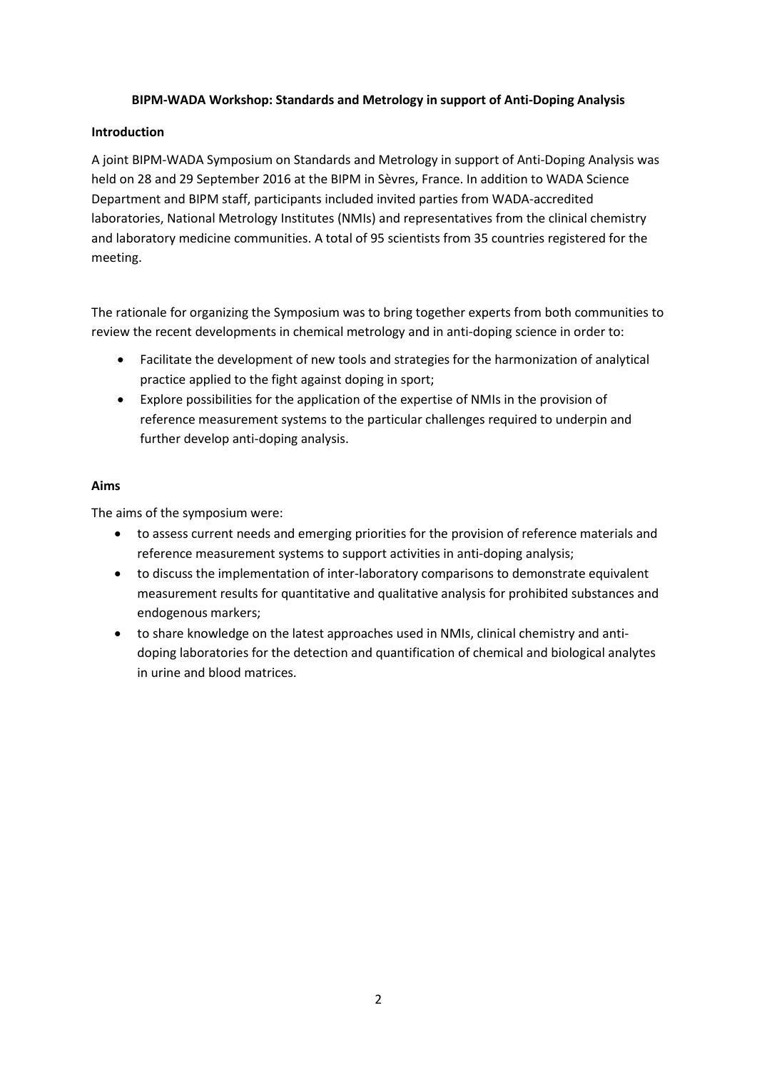**BIPM-WADA Workshop: Standards and Metrology in support of Anti-Doping Analysis**

**Introduction**

A joint BIPM-WADA Symposium on Standards and Metrology in support of Anti-Doping Analysis was held on 28 and 29 September 2016 at the BIPM in Sèvres, France. In addition to WADA Science Department and BIPM staff, participants included invited parties from WADA-accredited laboratories, National Metrology Institutes (NMIs) and representatives from the clinical chemistry and laboratory medicine communities. A total of 95 scientists from 35 countries registered for the meeting.

The rationale for organizing the Symposium was to bring together experts from both communities to review the recent developments in chemical metrology and in anti-doping science in order to:

- Facilitate the development of new tools and strategies for the harmonization of analytical practice applied to the fight against doping in sport;
- Explore possibilities for the application of the expertise of NMIs in the provision of reference measurement systems to the particular challenges required to underpin and further develop anti-doping analysis.

**Aims**

The aims of the symposium were:

- to assess current needs and emerging priorities for the provision of reference materials and reference measurement systems to support activities in anti-doping analysis;
- to discuss the implementation of inter-laboratory comparisons to demonstrate equivalent measurement results for quantitative and qualitative analysis for prohibited substances and endogenous markers;
- to share knowledge on the latest approaches used in NMIs, clinical chemistry and anti-doping laboratories for the detection and quantification of chemical and biological analytes in urine and blood matrices.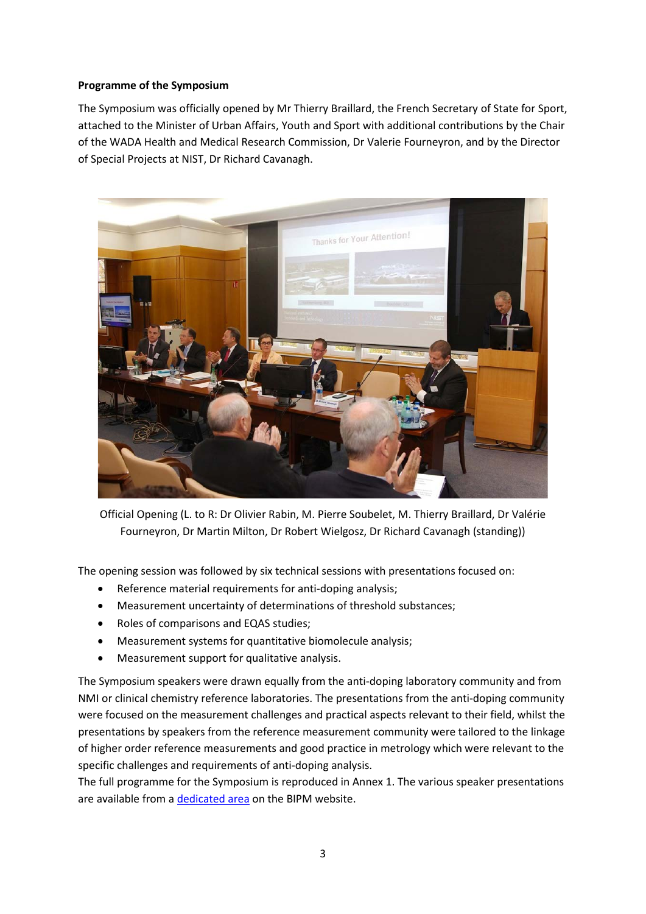**Programme of the Symposium**

The Symposium was officially opened by Mr Thierry Braillard, the French Secretary of State for Sport, attached to the Minister of Urban Affairs, Youth and Sport with additional contributions by the Chair of the WADA Health and Medical Research Commission, Dr Valerie Fourneyron, and by the Director of Special Projects at NIST, Dr Richard Cavanagh.

Official Opening (L. to R: Dr Olivier Rabin, M. Pierre Soubelet, M. Thierry Braillard, Dr Valérie Fourneyron, Dr Martin Milton, Dr Robert Wielgosz, Dr Richard Cavanagh (standing))

The opening session was followed by six technical sessions with presentations focused on:

- Reference material requirements for anti-doping analysis;
- Measurement uncertainty of determinations of threshold substances;
- Roles of comparisons and EQAS studies;
- Measurement systems for quantitative biomolecule analysis;
- Measurement support for qualitative analysis.

The Symposium speakers were drawn equally from the anti-doping laboratory community and from NMI or clinical chemistry reference laboratories. The presentations from the anti-doping community were focused on the measurement challenges and practical aspects relevant to their field, whilst the presentations by speakers from the reference measurement community were tailored to the linkage of higher order reference measurements and good practice in metrology which were relevant to the specific challenges and requirements of anti-doping analysis.
The full programme for the Symposium is reproduced in Annex 1. The various speaker presentations are available from a dedicated area on the BIPM website.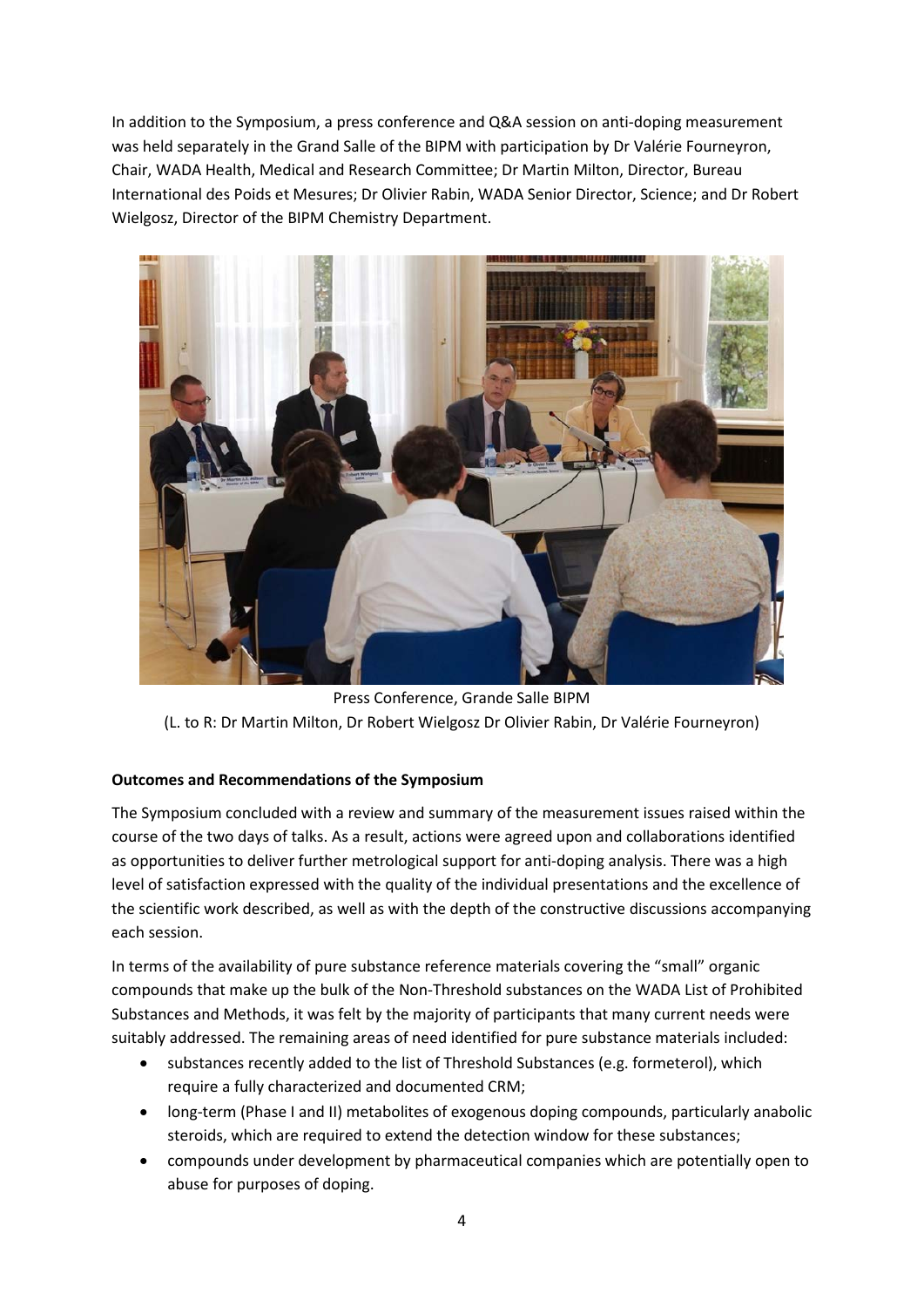In addition to the Symposium, a press conference and Q&A session on anti-doping measurement was held separately in the Grand Salle of the BIPM with participation by Dr Valérie Fourneyron, Chair, WADA Health, Medical and Research Committee; Dr Martin Milton, Director, Bureau International des Poids et Mesures; Dr Olivier Rabin, WADA Senior Director, Science; and Dr Robert Wielgosz, Director of the BIPM Chemistry Department.

Press Conference, Grande Salle BIPM
(L. to R: Dr Martin Milton, Dr Robert Wielgosz Dr Olivier Rabin, Dr Valérie Fourneyron)

**Outcomes and Recommendations of the Symposium**

The Symposium concluded with a review and summary of the measurement issues raised within the course of the two days of talks. As a result, actions were agreed upon and collaborations identified as opportunities to deliver further metrological support for anti-doping analysis. There was a high level of satisfaction expressed with the quality of the individual presentations and the excellence of the scientific work described, as well as with the depth of the constructive discussions accompanying each session.

In terms of the availability of pure substance reference materials covering the "small" organic compounds that make up the bulk of the Non-Threshold substances on the WADA List of Prohibited Substances and Methods, it was felt by the majority of participants that many current needs were suitably addressed. The remaining areas of need identified for pure substance materials included:

- substances recently added to the list of Threshold Substances (e.g. formeterol), which require a fully characterized and documented CRM;
- long-term (Phase I and II) metabolites of exogenous doping compounds, particularly anabolic steroids, which are required to extend the detection window for these substances;
- compounds under development by pharmaceutical companies which are potentially open to abuse for purposes of doping.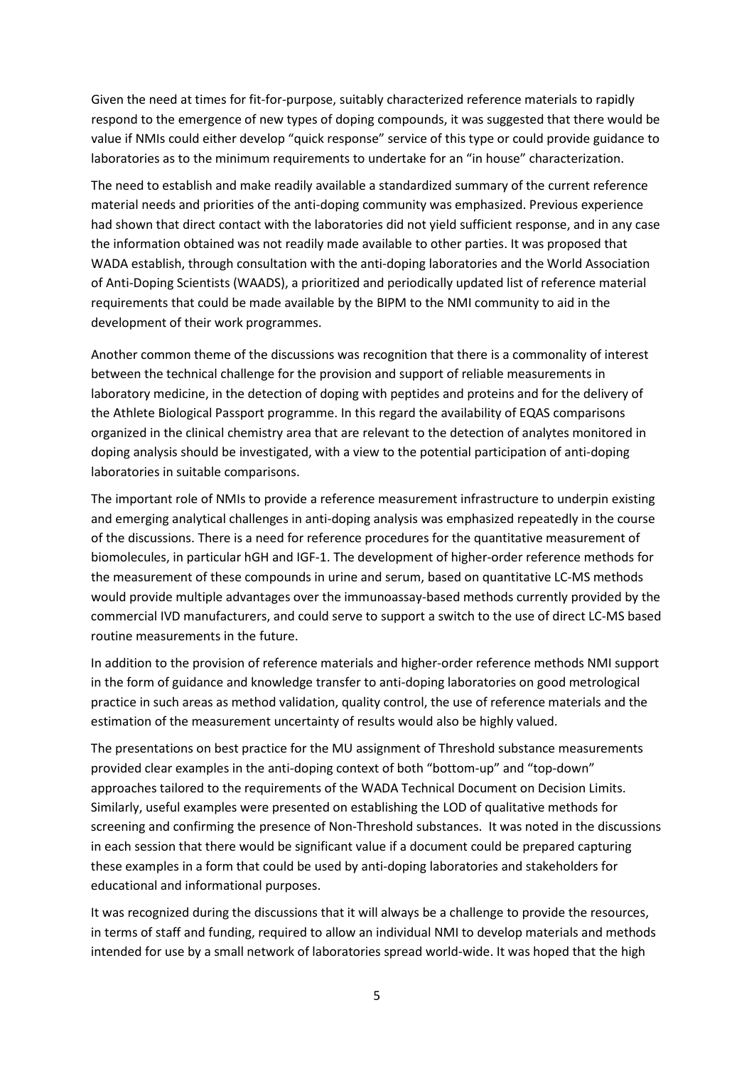Given the need at times for fit-for-purpose, suitably characterized reference materials to rapidly respond to the emergence of new types of doping compounds, it was suggested that there would be value if NMIs could either develop "quick response" service of this type or could provide guidance to laboratories as to the minimum requirements to undertake for an "in house" characterization.

The need to establish and make readily available a standardized summary of the current reference material needs and priorities of the anti-doping community was emphasized. Previous experience had shown that direct contact with the laboratories did not yield sufficient response, and in any case the information obtained was not readily made available to other parties. It was proposed that WADA establish, through consultation with the anti-doping laboratories and the World Association of Anti-Doping Scientists (WAADS), a prioritized and periodically updated list of reference material requirements that could be made available by the BIPM to the NMI community to aid in the development of their work programmes.

Another common theme of the discussions was recognition that there is a commonality of interest between the technical challenge for the provision and support of reliable measurements in laboratory medicine, in the detection of doping with peptides and proteins and for the delivery of the Athlete Biological Passport programme. In this regard the availability of EQAS comparisons organized in the clinical chemistry area that are relevant to the detection of analytes monitored in doping analysis should be investigated, with a view to the potential participation of anti-doping laboratories in suitable comparisons.

The important role of NMIs to provide a reference measurement infrastructure to underpin existing and emerging analytical challenges in anti-doping analysis was emphasized repeatedly in the course of the discussions. There is a need for reference procedures for the quantitative measurement of biomolecules, in particular hGH and IGF-1. The development of higher-order reference methods for the measurement of these compounds in urine and serum, based on quantitative LC-MS methods would provide multiple advantages over the immunoassay-based methods currently provided by the commercial IVD manufacturers, and could serve to support a switch to the use of direct LC-MS based routine measurements in the future.

In addition to the provision of reference materials and higher-order reference methods NMI support in the form of guidance and knowledge transfer to anti-doping laboratories on good metrological practice in such areas as method validation, quality control, the use of reference materials and the estimation of the measurement uncertainty of results would also be highly valued.

The presentations on best practice for the MU assignment of Threshold substance measurements provided clear examples in the anti-doping context of both "bottom-up" and "top-down" approaches tailored to the requirements of the WADA Technical Document on Decision Limits. Similarly, useful examples were presented on establishing the LOD of qualitative methods for screening and confirming the presence of Non-Threshold substances. It was noted in the discussions in each session that there would be significant value if a document could be prepared capturing these examples in a form that could be used by anti-doping laboratories and stakeholders for educational and informational purposes.

It was recognized during the discussions that it will always be a challenge to provide the resources, in terms of staff and funding, required to allow an individual NMI to develop materials and methods intended for use by a small network of laboratories spread world-wide. It was hoped that the high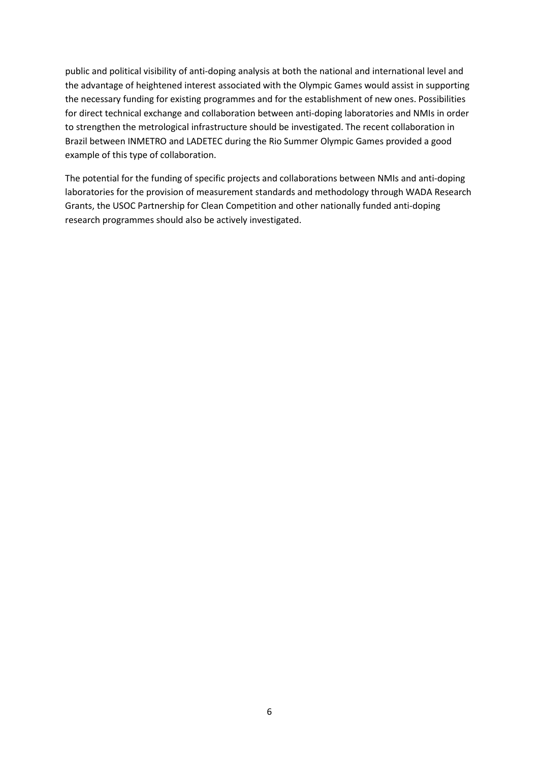public and political visibility of anti-doping analysis at both the national and international level and the advantage of heightened interest associated with the Olympic Games would assist in supporting the necessary funding for existing programmes and for the establishment of new ones. Possibilities for direct technical exchange and collaboration between anti-doping laboratories and NMIs in order to strengthen the metrological infrastructure should be investigated. The recent collaboration in Brazil between INMETRO and LADETEC during the Rio Summer Olympic Games provided a good example of this type of collaboration.

The potential for the funding of specific projects and collaborations between NMIs and anti-doping laboratories for the provision of measurement standards and methodology through WADA Research Grants, the USOC Partnership for Clean Competition and other nationally funded anti-doping research programmes should also be actively investigated.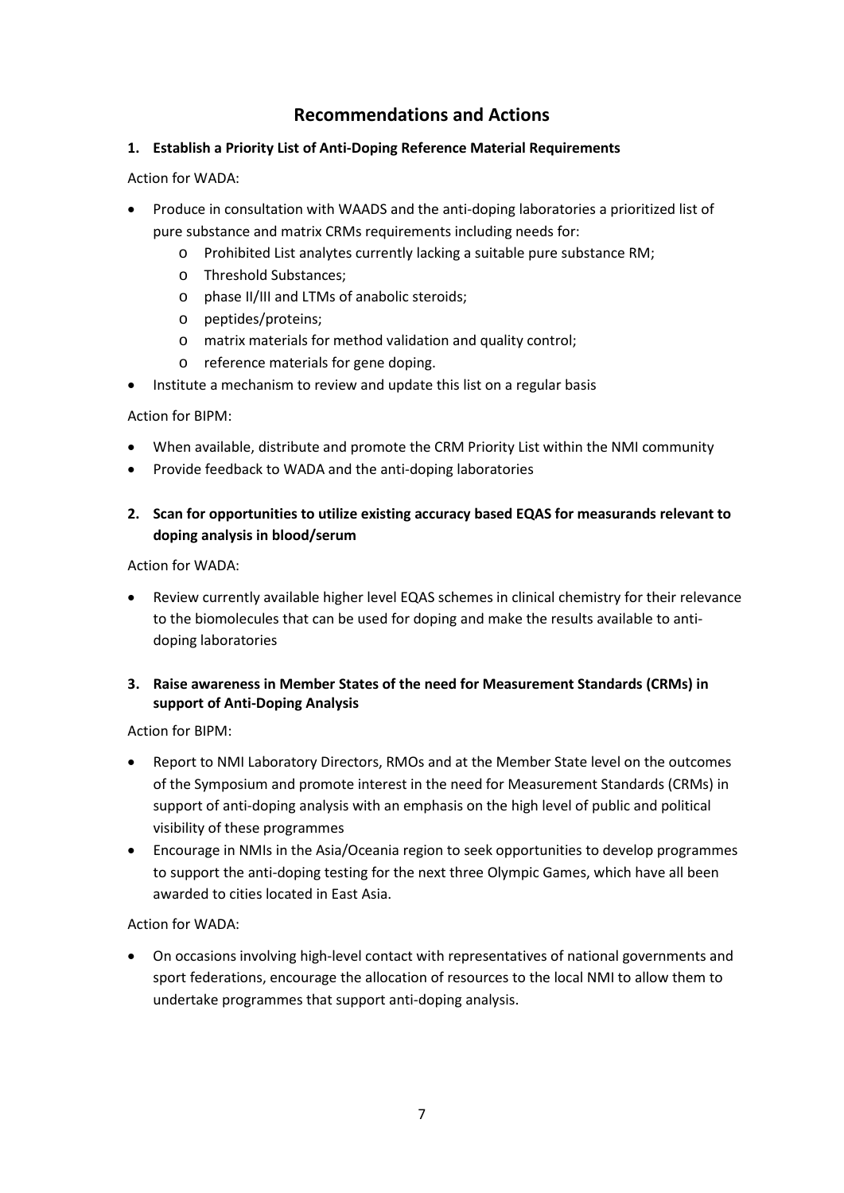## Recommendations and Actions

**1. Establish a Priority List of Anti-Doping Reference Material Requirements**

Action for WADA:

- Produce in consultation with WAADS and the anti-doping laboratories a prioritized list of pure substance and matrix CRMs requirements including needs for:
  - Prohibited List analytes currently lacking a suitable pure substance RM;
  - Threshold Substances;
  - phase II/III and LTMs of anabolic steroids;
  - peptides/proteins;
  - matrix materials for method validation and quality control;
  - reference materials for gene doping.
- Institute a mechanism to review and update this list on a regular basis

Action for BIPM:

- When available, distribute and promote the CRM Priority List within the NMI community
- Provide feedback to WADA and the anti-doping laboratories

**2. Scan for opportunities to utilize existing accuracy based EQAS for measurands relevant to doping analysis in blood/serum**

Action for WADA:

- Review currently available higher level EQAS schemes in clinical chemistry for their relevance to the biomolecules that can be used for doping and make the results available to anti-doping laboratories

**3. Raise awareness in Member States of the need for Measurement Standards (CRMs) in support of Anti-Doping Analysis**

Action for BIPM:

- Report to NMI Laboratory Directors, RMOs and at the Member State level on the outcomes of the Symposium and promote interest in the need for Measurement Standards (CRMs) in support of anti-doping analysis with an emphasis on the high level of public and political visibility of these programmes
- Encourage in NMIs in the Asia/Oceania region to seek opportunities to develop programmes to support the anti-doping testing for the next three Olympic Games, which have all been awarded to cities located in East Asia.

Action for WADA:

- On occasions involving high-level contact with representatives of national governments and sport federations, encourage the allocation of resources to the local NMI to allow them to undertake programmes that support anti-doping analysis.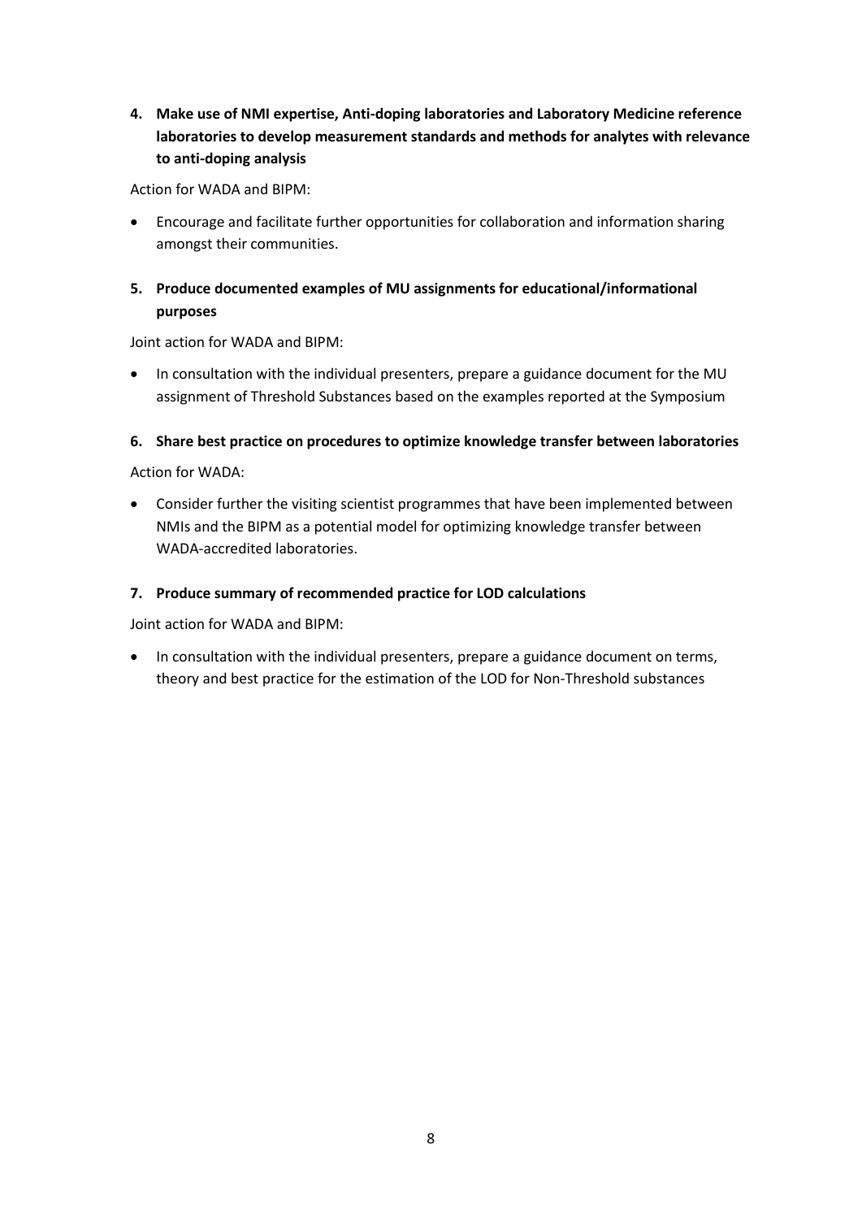4. **Make use of NMI expertise, Anti-doping laboratories and Laboratory Medicine reference laboratories to develop measurement standards and methods for analytes with relevance to anti-doping analysis**

Action for WADA and BIPM:

- Encourage and facilitate further opportunities for collaboration and information sharing amongst their communities.

5. **Produce documented examples of MU assignments for educational/informational purposes**

Joint action for WADA and BIPM:

- In consultation with the individual presenters, prepare a guidance document for the MU assignment of Threshold Substances based on the examples reported at the Symposium

6. **Share best practice on procedures to optimize knowledge transfer between laboratories**

Action for WADA:

- Consider further the visiting scientist programmes that have been implemented between NMIs and the BIPM as a potential model for optimizing knowledge transfer between WADA-accredited laboratories.

7. **Produce summary of recommended practice for LOD calculations**

Joint action for WADA and BIPM:

- In consultation with the individual presenters, prepare a guidance document on terms, theory and best practice for the estimation of the LOD for Non-Threshold substances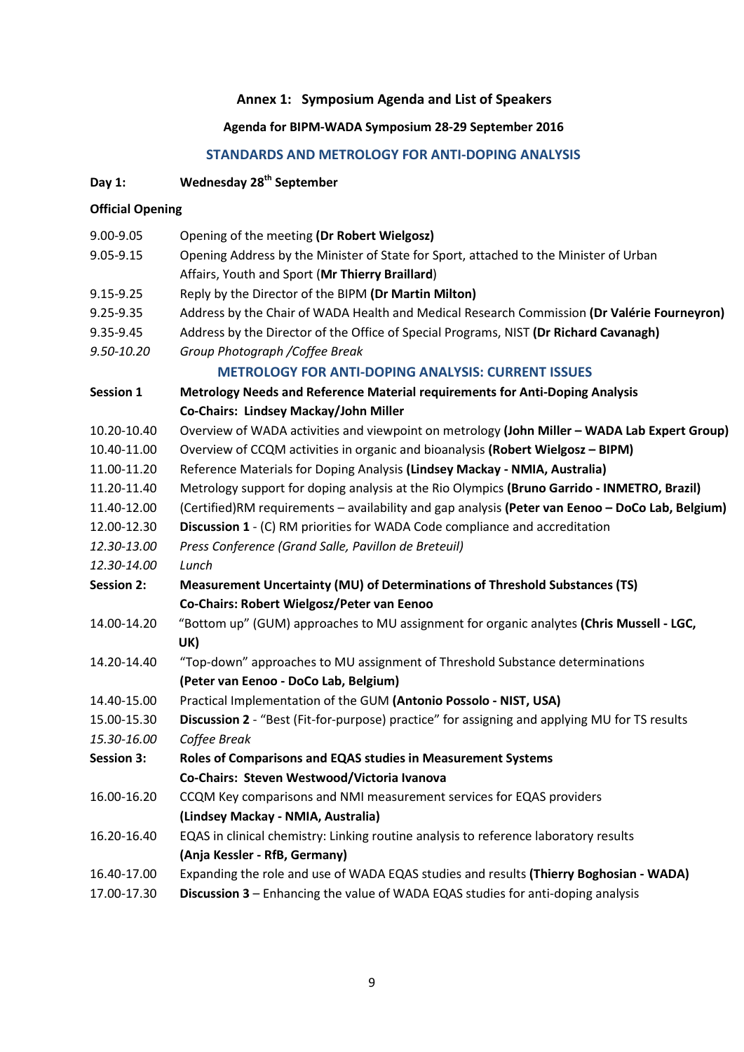## Annex 1: Symposium Agenda and List of Speakers

### Agenda for BIPM-WADA Symposium 28-29 September 2016

### STANDARDS AND METROLOGY FOR ANTI-DOPING ANALYSIS

**Day 1: Wednesday 28th September**

**Official Opening**

| | |
|---|---|
| 9.00-9.05 | Opening of the meeting **(Dr Robert Wielgosz)** |
| 9.05-9.15 | Opening Address by the Minister of State for Sport, attached to the Minister of Urban Affairs, Youth and Sport (**Mr Thierry Braillard**) |
| 9.15-9.25 | Reply by the Director of the BIPM **(Dr Martin Milton)** |
| 9.25-9.35 | Address by the Chair of WADA Health and Medical Research Commission **(Dr Valérie Fourneyron)** |
| 9.35-9.45 | Address by the Director of the Office of Special Programs, NIST **(Dr Richard Cavanagh)** |
| *9.50-10.20* | *Group Photograph /Coffee Break* |

### METROLOGY FOR ANTI-DOPING ANALYSIS: CURRENT ISSUES

| | |
|---|---|
| **Session 1** | **Metrology Needs and Reference Material requirements for Anti-Doping Analysis** |
| | **Co-Chairs: Lindsey Mackay/John Miller** |
| 10.20-10.40 | Overview of WADA activities and viewpoint on metrology **(John Miller – WADA Lab Expert Group)** |
| 10.40-11.00 | Overview of CCQM activities in organic and bioanalysis **(Robert Wielgosz – BIPM)** |
| 11.00-11.20 | Reference Materials for Doping Analysis **(Lindsey Mackay - NMIA, Australia)** |
| 11.20-11.40 | Metrology support for doping analysis at the Rio Olympics **(Bruno Garrido - INMETRO, Brazil)** |
| 11.40-12.00 | (Certified)RM requirements – availability and gap analysis **(Peter van Eenoo – DoCo Lab, Belgium)** |
| 12.00-12.30 | **Discussion 1** - (C) RM priorities for WADA Code compliance and accreditation |
| *12.30-13.00* | *Press Conference (Grand Salle, Pavillon de Breteuil)* |
| *12.30-14.00* | *Lunch* |
| **Session 2:** | **Measurement Uncertainty (MU) of Determinations of Threshold Substances (TS)** |
| | **Co-Chairs: Robert Wielgosz/Peter van Eenoo** |
| 14.00-14.20 | "Bottom up" (GUM) approaches to MU assignment for organic analytes **(Chris Mussell - LGC, UK)** |
| 14.20-14.40 | "Top-down" approaches to MU assignment of Threshold Substance determinations **(Peter van Eenoo - DoCo Lab, Belgium)** |
| 14.40-15.00 | Practical Implementation of the GUM **(Antonio Possolo - NIST, USA)** |
| 15.00-15.30 | **Discussion 2** - "Best (Fit-for-purpose) practice" for assigning and applying MU for TS results |
| *15.30-16.00* | *Coffee Break* |
| **Session 3:** | **Roles of Comparisons and EQAS studies in Measurement Systems** |
| | **Co-Chairs: Steven Westwood/Victoria Ivanova** |
| 16.00-16.20 | CCQM Key comparisons and NMI measurement services for EQAS providers **(Lindsey Mackay - NMIA, Australia)** |
| 16.20-16.40 | EQAS in clinical chemistry: Linking routine analysis to reference laboratory results **(Anja Kessler - RfB, Germany)** |
| 16.40-17.00 | Expanding the role and use of WADA EQAS studies and results **(Thierry Boghosian - WADA)** |
| 17.00-17.30 | **Discussion 3** – Enhancing the value of WADA EQAS studies for anti-doping analysis |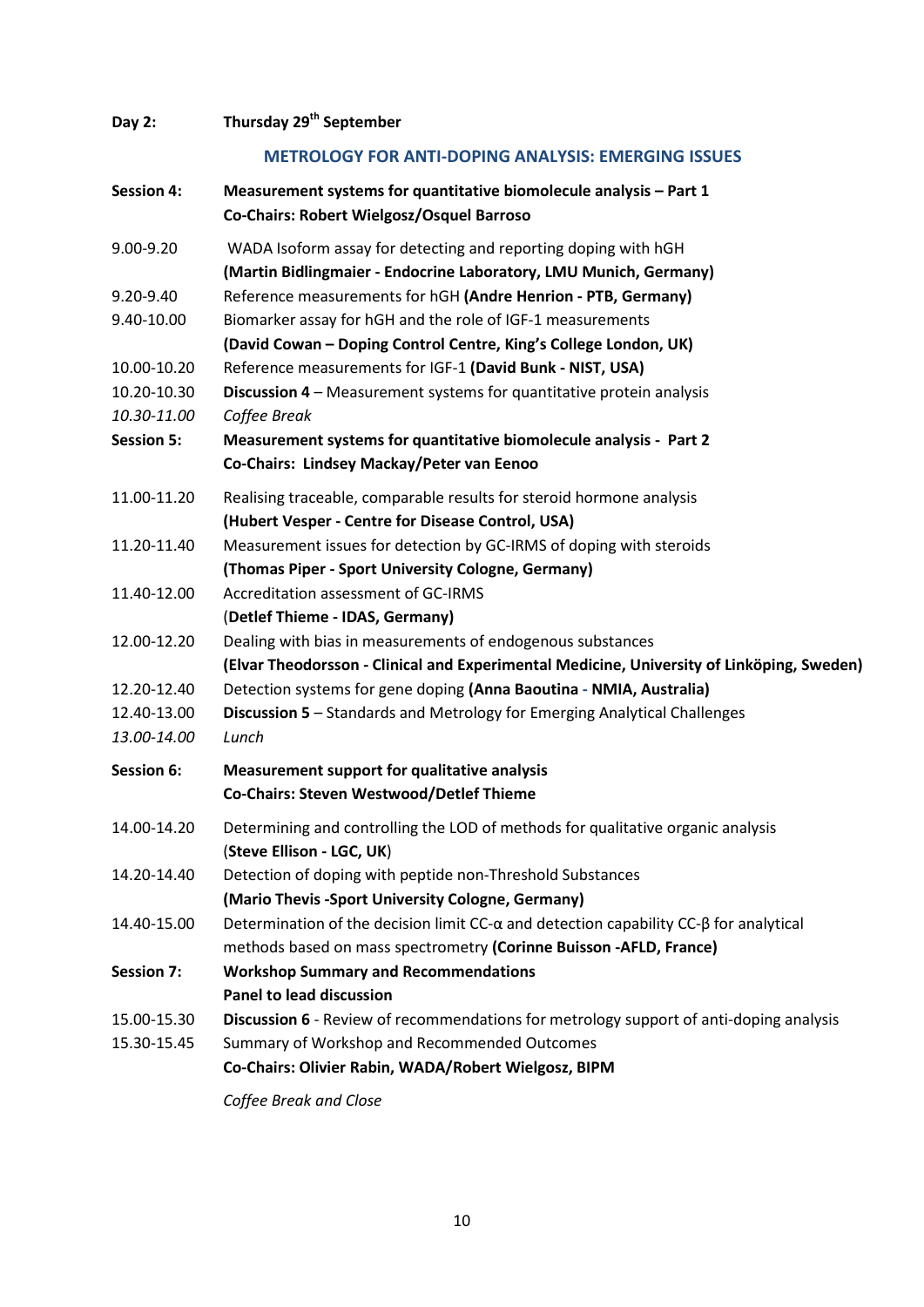**Day 2:** **Thursday 29th September**

## METROLOGY FOR ANTI-DOPING ANALYSIS: EMERGING ISSUES

| | |
|---|---|
| **Session 4:** | **Measurement systems for quantitative biomolecule analysis – Part 1**<br>**Co-Chairs: Robert Wielgosz/Osquel Barroso** |
| 9.00-9.20 | WADA Isoform assay for detecting and reporting doping with hGH<br>**(Martin Bidlingmaier - Endocrine Laboratory, LMU Munich, Germany)** |
| 9.20-9.40 | Reference measurements for hGH **(Andre Henrion - PTB, Germany)** |
| 9.40-10.00 | Biomarker assay for hGH and the role of IGF-1 measurements<br>**(David Cowan – Doping Control Centre, King's College London, UK)** |
| 10.00-10.20 | Reference measurements for IGF-1 **(David Bunk - NIST, USA)** |
| 10.20-10.30 | **Discussion 4** – Measurement systems for quantitative protein analysis |
| *10.30-11.00* | *Coffee Break* |
| **Session 5:** | **Measurement systems for quantitative biomolecule analysis - Part 2**<br>**Co-Chairs: Lindsey Mackay/Peter van Eenoo** |
| 11.00-11.20 | Realising traceable, comparable results for steroid hormone analysis<br>**(Hubert Vesper - Centre for Disease Control, USA)** |
| 11.20-11.40 | Measurement issues for detection by GC-IRMS of doping with steroids<br>**(Thomas Piper - Sport University Cologne, Germany)** |
| 11.40-12.00 | Accreditation assessment of GC-IRMS<br>(**Detlef Thieme - IDAS, Germany)** |
| 12.00-12.20 | Dealing with bias in measurements of endogenous substances<br>**(Elvar Theodorsson - Clinical and Experimental Medicine, University of Linköping, Sweden)** |
| 12.20-12.40 | Detection systems for gene doping **(Anna Baoutina - NMIA, Australia)** |
| 12.40-13.00 | **Discussion 5** – Standards and Metrology for Emerging Analytical Challenges |
| *13.00-14.00* | *Lunch* |
| **Session 6:** | **Measurement support for qualitative analysis**<br>**Co-Chairs: Steven Westwood/Detlef Thieme** |
| 14.00-14.20 | Determining and controlling the LOD of methods for qualitative organic analysis<br>(**Steve Ellison - LGC, UK**) |
| 14.20-14.40 | Detection of doping with peptide non-Threshold Substances<br>**(Mario Thevis -Sport University Cologne, Germany)** |
| 14.40-15.00 | Determination of the decision limit CC-α and detection capability CC-β for analytical methods based on mass spectrometry **(Corinne Buisson -AFLD, France)** |
| **Session 7:** | **Workshop Summary and Recommendations**<br>**Panel to lead discussion** |
| 15.00-15.30 | **Discussion 6** - Review of recommendations for metrology support of anti-doping analysis |
| 15.30-15.45 | Summary of Workshop and Recommended Outcomes<br>**Co-Chairs: Olivier Rabin, WADA/Robert Wielgosz, BIPM** |
| | *Coffee Break and Close* |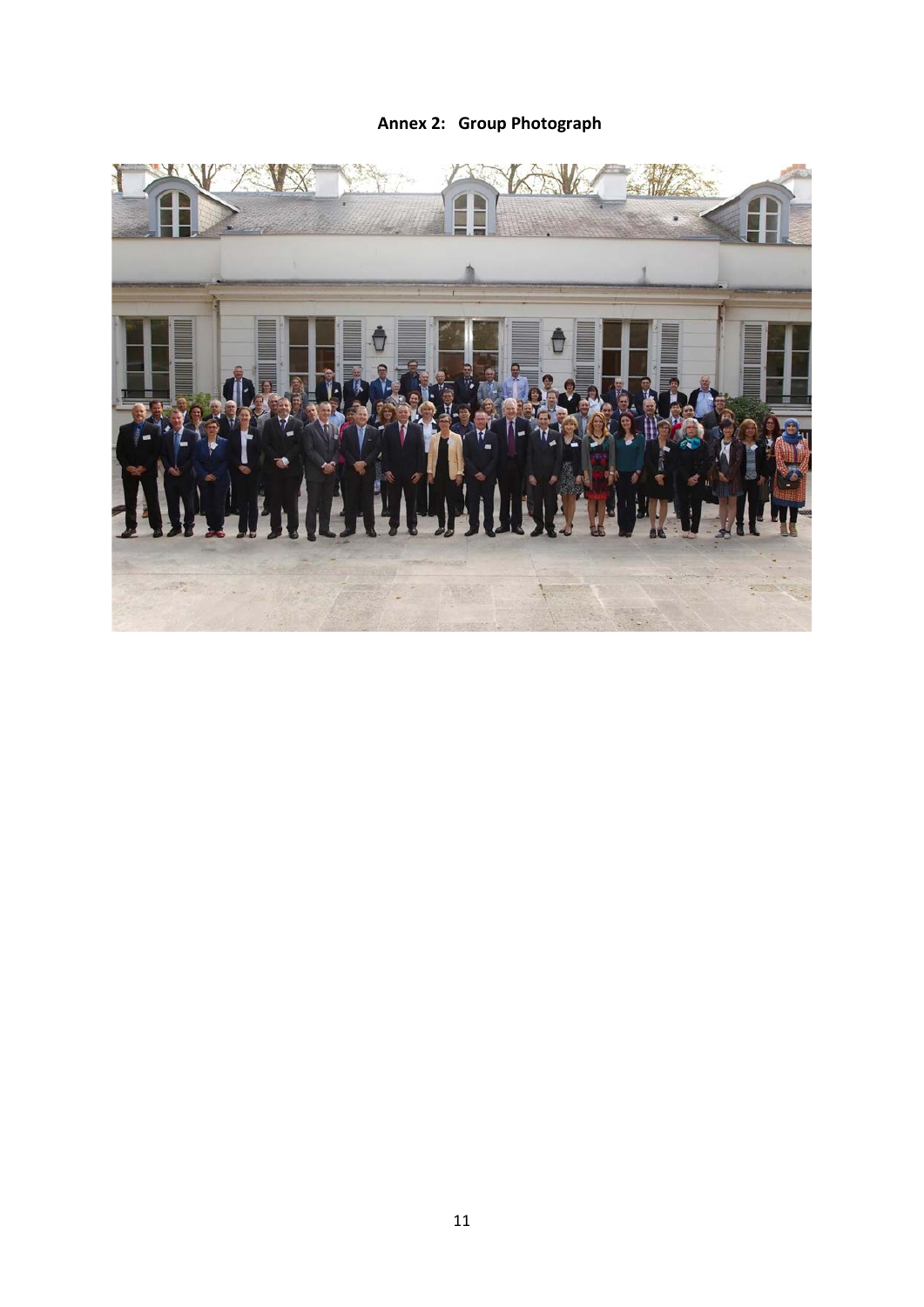**Annex 2: Group Photograph**